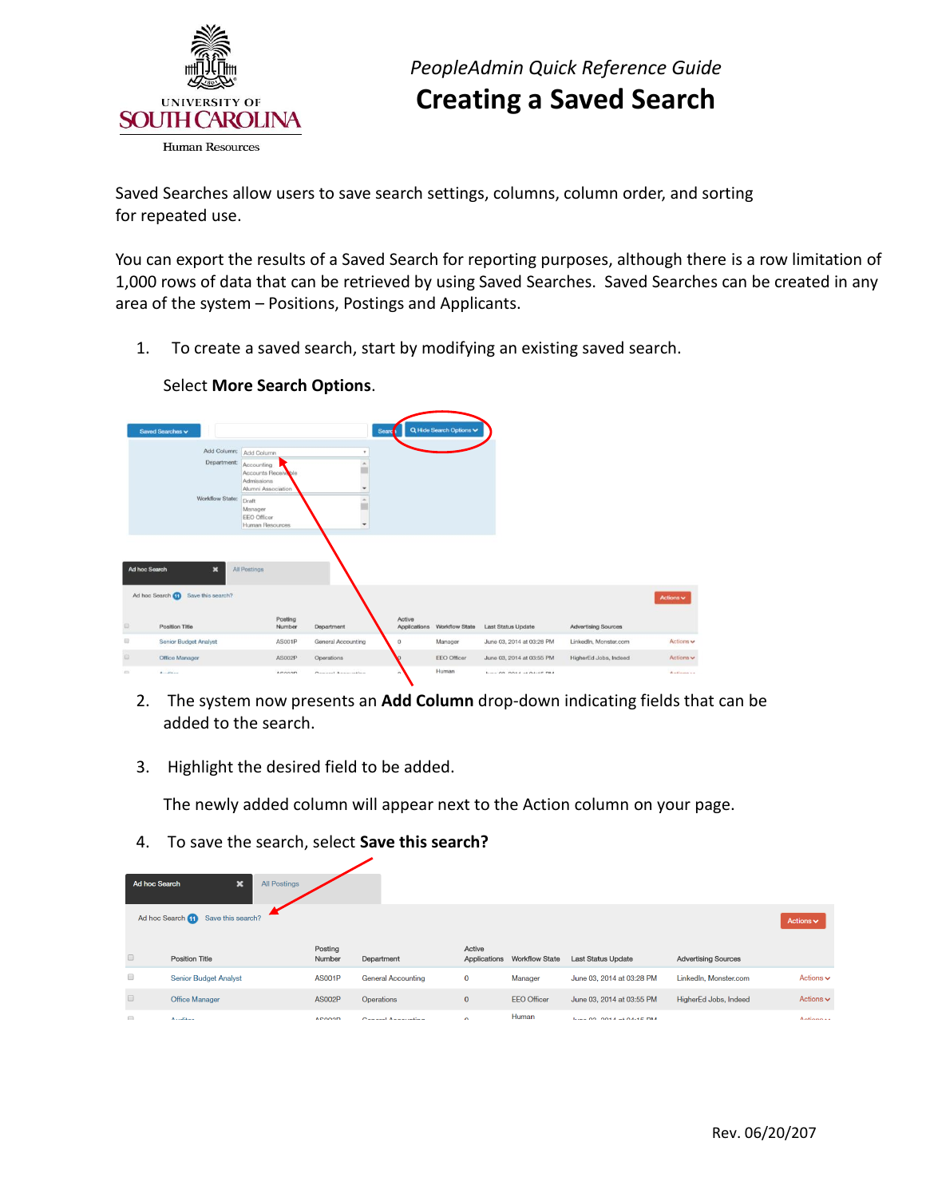UNIVERSITY OF SOUTH CAROLINA

Human Resources

*PeopleAdmin Quick Reference Guide*

# Creating a Saved Search

Saved Searches allow users to save search settings, columns, column order, and sorting for repeated use.

You can export the results of a Saved Search for reporting purposes, although there is a row limitation of 1,000 rows of data that can be retrieved by using Saved Searches. Saved Searches can be created in any area of the system – Positions, Postings and Applicants.

1. To create a saved search, start by modifying an existing saved search.

   Select **More Search Options**.

2. The system now presents an **Add Column** drop-down indicating fields that can be added to the search.

3. Highlight the desired field to be added.

   The newly added column will appear next to the Action column on your page.

4. To save the search, select **Save this search?**

Rev. 06/20/207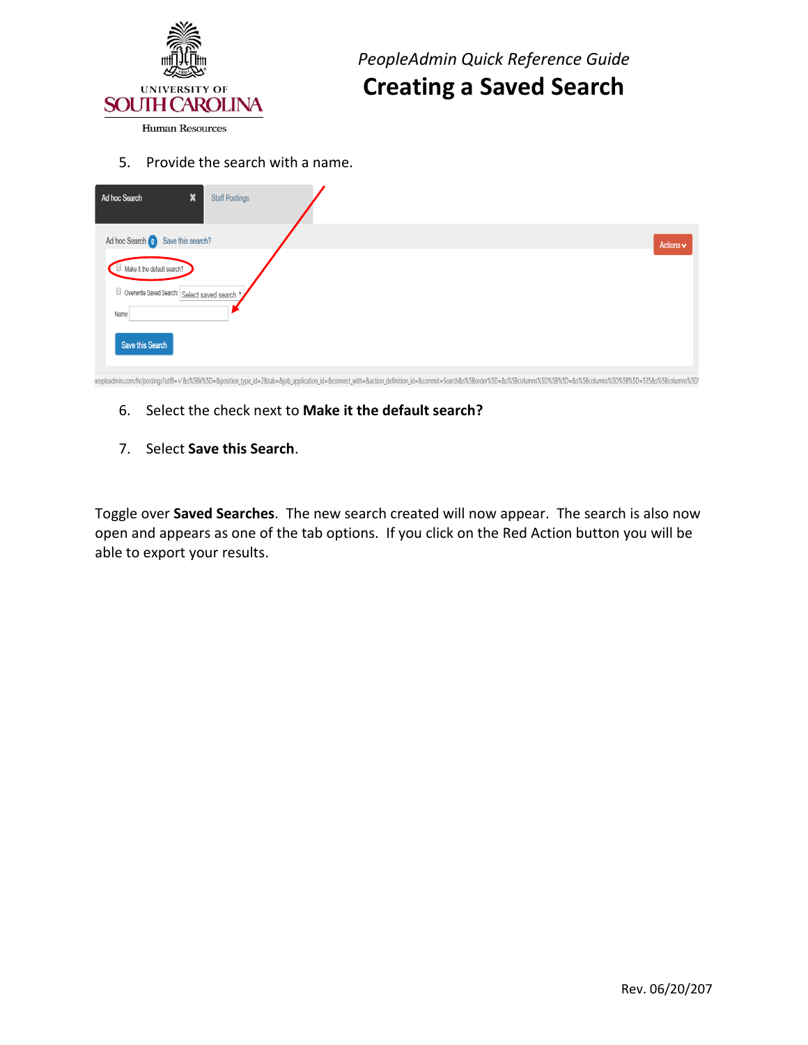*PeopleAdmin Quick Reference Guide*

# Creating a Saved Search

5. Provide the search with a name.

6. Select the check next to **Make it the default search?**

7. Select **Save this Search**.

Toggle over **Saved Searches**. The new search created will now appear. The search is also now open and appears as one of the tab options. If you click on the Red Action button you will be able to export your results.

Rev. 06/20/207